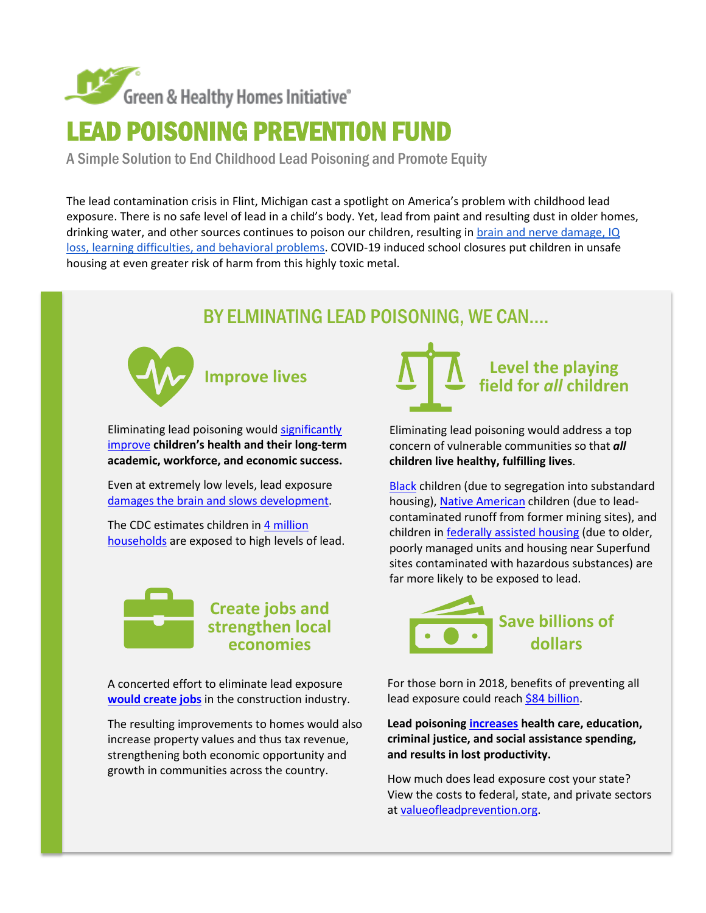Green & Healthy Homes Initiative®

# LEAD POISONING PREVENTION FUND

A Simple Solution to End Childhood Lead Poisoning and Promote Equity

The lead contamination crisis in Flint, Michigan cast a spotlight on America's problem with childhood lead exposure. There is no safe level of lead in a child's body. Yet, lead from paint and resulting dust in older homes, drinking water, and other sources continues to poison our children, resulting in brain and nerve damage, IQ loss, learning difficulties, and behavioral problems. COVID-19 induced school closures put children in unsafe housing at even greater risk of harm from this highly toxic metal.

## BY ELMINATING LEAD POISONING, WE CAN....

### Improve lives

Eliminating lead poisoning would significantly improve **children's health and their long-term academic, workforce, and economic success.**

Even at extremely low levels, lead exposure damages the brain and slows development.

The CDC estimates children in 4 million households are exposed to high levels of lead.

### Create jobs and strengthen local economies

A concerted effort to eliminate lead exposure **would create jobs** in the construction industry.

The resulting improvements to homes would also increase property values and thus tax revenue, strengthening both economic opportunity and growth in communities across the country.

### Level the playing field for *all* children

Eliminating lead poisoning would address a top concern of vulnerable communities so that ***all*** **children live healthy, fulfilling lives**.

Black children (due to segregation into substandard housing), Native American children (due to lead-contaminated runoff from former mining sites), and children in federally assisted housing (due to older, poorly managed units and housing near Superfund sites contaminated with hazardous substances) are far more likely to be exposed to lead.

### Save billions of dollars

For those born in 2018, benefits of preventing all lead exposure could reach $84 billion.

**Lead poisoning increases health care, education, criminal justice, and social assistance spending, and results in lost productivity.**

How much does lead exposure cost your state? View the costs to federal, state, and private sectors at valueofleadprevention.org.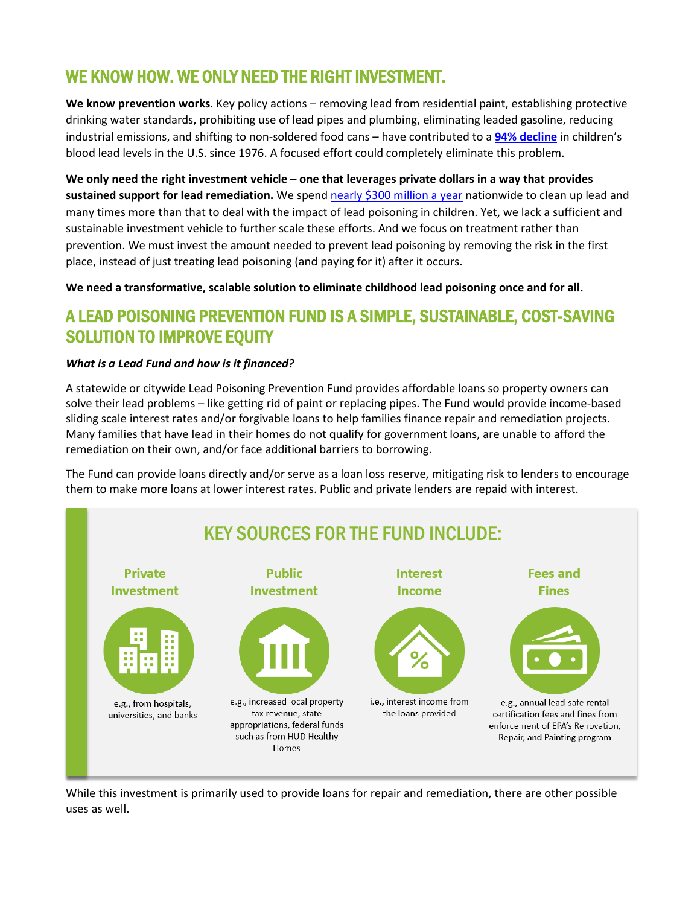## WE KNOW HOW. WE ONLY NEED THE RIGHT INVESTMENT.

**We know prevention works**. Key policy actions – removing lead from residential paint, establishing protective drinking water standards, prohibiting use of lead pipes and plumbing, eliminating leaded gasoline, reducing industrial emissions, and shifting to non-soldered food cans – have contributed to a **94% decline** in children's blood lead levels in the U.S. since 1976. A focused effort could completely eliminate this problem.

**We only need the right investment vehicle – one that leverages private dollars in a way that provides sustained support for lead remediation.** We spend nearly $300 million a year nationwide to clean up lead and many times more than that to deal with the impact of lead poisoning in children. Yet, we lack a sufficient and sustainable investment vehicle to further scale these efforts. And we focus on treatment rather than prevention. We must invest the amount needed to prevent lead poisoning by removing the risk in the first place, instead of just treating lead poisoning (and paying for it) after it occurs.

**We need a transformative, scalable solution to eliminate childhood lead poisoning once and for all.**

## A LEAD POISONING PREVENTION FUND IS A SIMPLE, SUSTAINABLE, COST-SAVING SOLUTION TO IMPROVE EQUITY

***What is a Lead Fund and how is it financed?***

A statewide or citywide Lead Poisoning Prevention Fund provides affordable loans so property owners can solve their lead problems – like getting rid of paint or replacing pipes. The Fund would provide income-based sliding scale interest rates and/or forgivable loans to help families finance repair and remediation projects. Many families that have lead in their homes do not qualify for government loans, are unable to afford the remediation on their own, and/or face additional barriers to borrowing.

The Fund can provide loans directly and/or serve as a loan loss reserve, mitigating risk to lenders to encourage them to make more loans at lower interest rates. Public and private lenders are repaid with interest.

### KEY SOURCES FOR THE FUND INCLUDE:

**Private Investment**
e.g., from hospitals, universities, and banks

**Public Investment**
e.g., increased local property tax revenue, state appropriations, federal funds such as from HUD Healthy Homes

**Interest Income**
i.e., interest income from the loans provided

**Fees and Fines**
e.g., annual lead-safe rental certification fees and fines from enforcement of EPA's Renovation, Repair, and Painting program

While this investment is primarily used to provide loans for repair and remediation, there are other possible uses as well.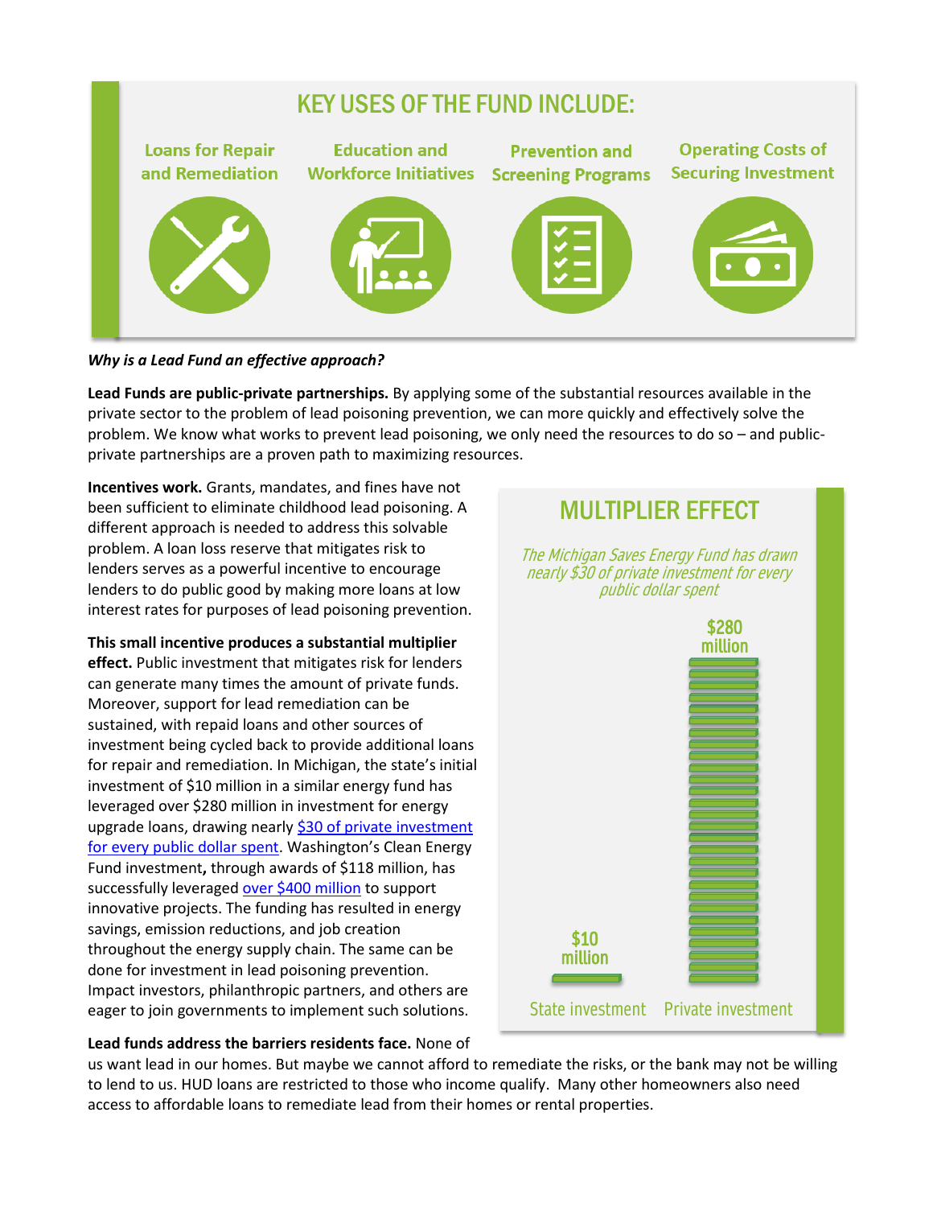## KEY USES OF THE FUND INCLUDE:

- **Loans for Repair and Remediation**
- **Education and Workforce Initiatives**
- **Prevention and Screening Programs**
- **Operating Costs of Securing Investment**

***Why is a Lead Fund an effective approach?***

**Lead Funds are public-private partnerships.** By applying some of the substantial resources available in the private sector to the problem of lead poisoning prevention, we can more quickly and effectively solve the problem. We know what works to prevent lead poisoning, we only need the resources to do so – and public-private partnerships are a proven path to maximizing resources.

**Incentives work.** Grants, mandates, and fines have not been sufficient to eliminate childhood lead poisoning. A different approach is needed to address this solvable problem. A loan loss reserve that mitigates risk to lenders serves as a powerful incentive to encourage lenders to do public good by making more loans at low interest rates for purposes of lead poisoning prevention.

**This small incentive produces a substantial multiplier effect.** Public investment that mitigates risk for lenders can generate many times the amount of private funds. Moreover, support for lead remediation can be sustained, with repaid loans and other sources of investment being cycled back to provide additional loans for repair and remediation. In Michigan, the state's initial investment of $10 million in a similar energy fund has leveraged over $280 million in investment for energy upgrade loans, drawing nearly [$30 of private investment for every public dollar spent](). Washington's Clean Energy Fund investment**,** through awards of $118 million, has successfully leveraged [over $400 million]() to support innovative projects. The funding has resulted in energy savings, emission reductions, and job creation throughout the energy supply chain. The same can be done for investment in lead poisoning prevention. Impact investors, philanthropic partners, and others are eager to join governments to implement such solutions.

### MULTIPLIER EFFECT

*The Michigan Saves Energy Fund has drawn nearly $30 of private investment for every public dollar spent*

| State investment | Private investment |
|---|---|
| $10 million | $280 million |

**Lead funds address the barriers residents face.** None of us want lead in our homes. But maybe we cannot afford to remediate the risks, or the bank may not be willing to lend to us. HUD loans are restricted to those who income qualify. Many other homeowners also need access to affordable loans to remediate lead from their homes or rental properties.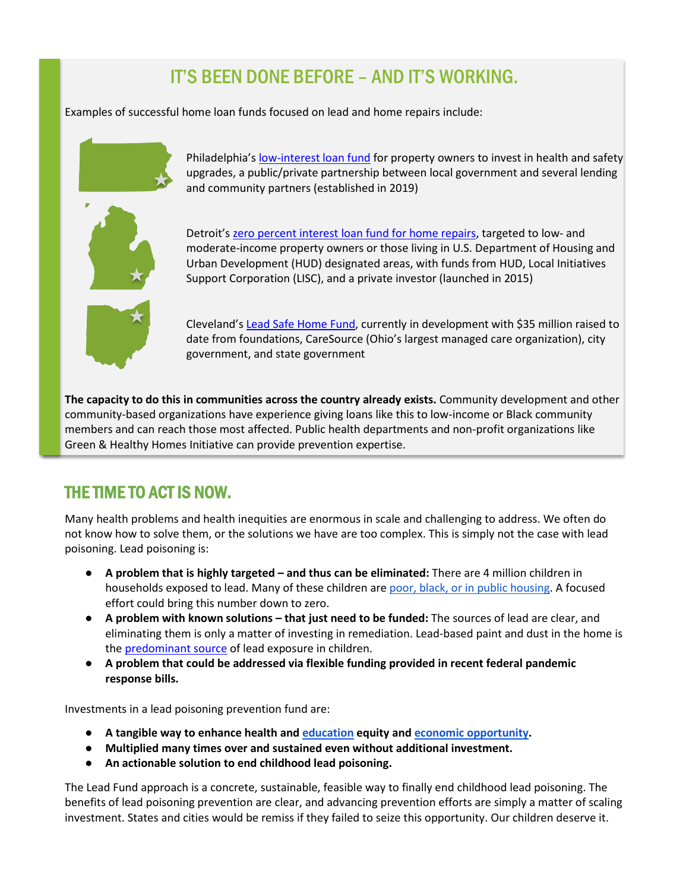## IT'S BEEN DONE BEFORE – AND IT'S WORKING.

Examples of successful home loan funds focused on lead and home repairs include:

Philadelphia's low-interest loan fund for property owners to invest in health and safety upgrades, a public/private partnership between local government and several lending and community partners (established in 2019)

Detroit's zero percent interest loan fund for home repairs, targeted to low- and moderate-income property owners or those living in U.S. Department of Housing and Urban Development (HUD) designated areas, with funds from HUD, Local Initiatives Support Corporation (LISC), and a private investor (launched in 2015)

Cleveland's Lead Safe Home Fund, currently in development with $35 million raised to date from foundations, CareSource (Ohio's largest managed care organization), city government, and state government

**The capacity to do this in communities across the country already exists.** Community development and other community-based organizations have experience giving loans like this to low-income or Black community members and can reach those most affected. Public health departments and non-profit organizations like Green & Healthy Homes Initiative can provide prevention expertise.

## THE TIME TO ACT IS NOW.

Many health problems and health inequities are enormous in scale and challenging to address. We often do not know how to solve them, or the solutions we have are too complex. This is simply not the case with lead poisoning. Lead poisoning is:

- **A problem that is highly targeted – and thus can be eliminated:** There are 4 million children in households exposed to lead. Many of these children are poor, black, or in public housing. A focused effort could bring this number down to zero.
- **A problem with known solutions – that just need to be funded:** The sources of lead are clear, and eliminating them is only a matter of investing in remediation. Lead-based paint and dust in the home is the predominant source of lead exposure in children.
- **A problem that could be addressed via flexible funding provided in recent federal pandemic response bills.**

Investments in a lead poisoning prevention fund are:

- **A tangible way to enhance health and education equity and economic opportunity.**
- **Multiplied many times over and sustained even without additional investment.**
- **An actionable solution to end childhood lead poisoning.**

The Lead Fund approach is a concrete, sustainable, feasible way to finally end childhood lead poisoning. The benefits of lead poisoning prevention are clear, and advancing prevention efforts are simply a matter of scaling investment. States and cities would be remiss if they failed to seize this opportunity. Our children deserve it.